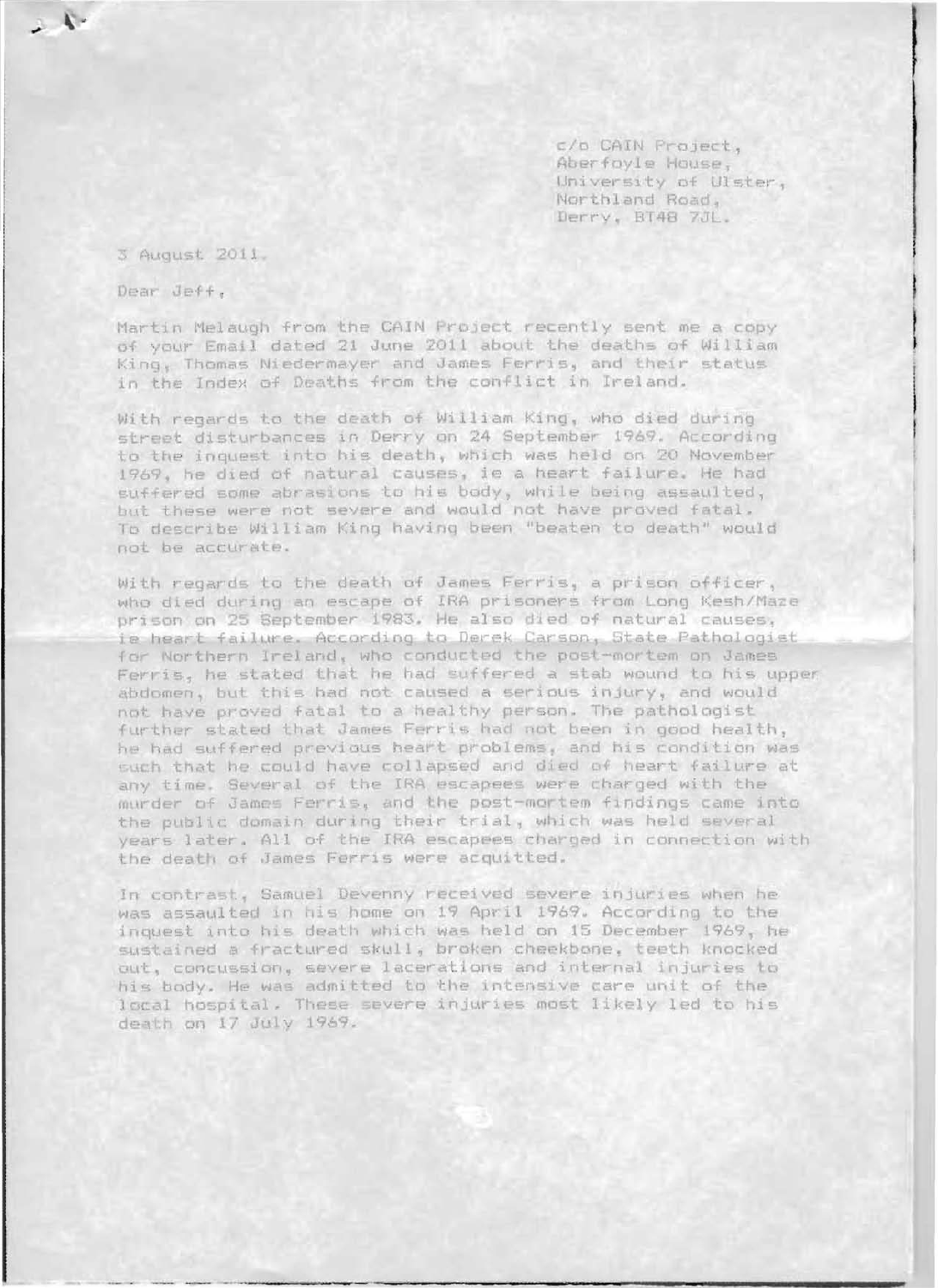c/o CAIN Project,
Aberfoyle House,
University of Ulster,
Northland Road,
Derry, BT48 7JL.

3 August 2011.

Dear Jeff,

Martin Melaugh from the CAIN Project recently sent me a copy of your Email dated 21 June 2011 about the deaths of William King, Thomas Niedermayer and James Ferris, and their status in the Index of Deaths from the conflict in Ireland.

With regards to the death of William King, who died during street disturbances in Derry on 24 September 1969. According to the inquest into his death, which was held on 20 November 1969, he died of natural causes, ie a heart failure. He had suffered some abrasions to his body, while being assaulted, but these were not severe and would not have proved fatal. To describe William King having been "beaten to death" would not be accurate.

With regards to the death of James Ferris, a prison officer, who died during an escape of IRA prisoners from Long Kesh/Maze prison on 25 September 1983. He also died of natural causes, ie heart failure. According to Derek Carson, State Pathologist for Northern Ireland, who conducted the post-mortem on James Ferris, he stated that he had suffered a stab wound to his upper abdomen, but this had not caused a serious injury, and would not have proved fatal to a healthy person. The pathologist further stated that James Ferris had not been in good health, he had suffered previous heart problems, and his condition was such that he could have collapsed and died of heart failure at any time. Several of the IRA escapees were charged with the murder of James Ferris, and the post-mortem findings came into the public domain during their trial, which was held several years later. All of the IRA escapees charged in connection with the death of James Ferris were acquitted.

In contrast, Samuel Devenny received severe injuries when he was assaulted in his home on 19 April 1969. According to the inquest into his death which was held on 15 December 1969, he sustained a fractured skull, broken cheekbone, teeth knocked out, concussion, severe lacerations and internal injuries to his body. He was admitted to the intensive care unit of the local hospital. These severe injuries most likely led to his death on 17 July 1969.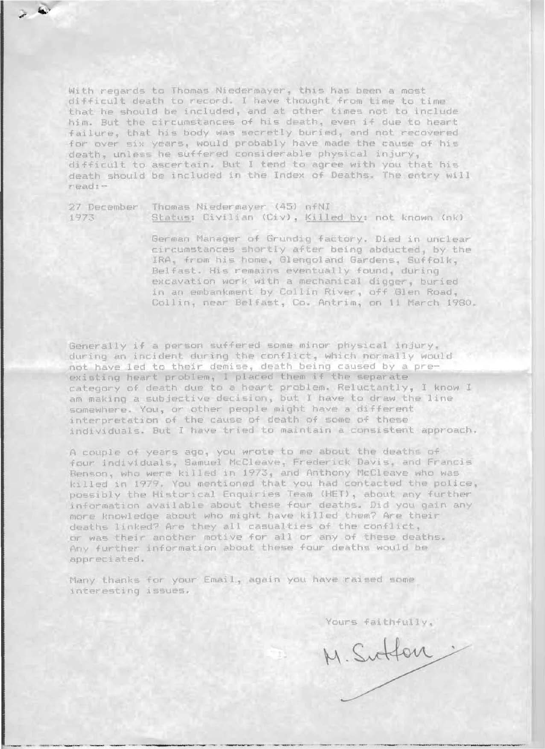With regards to Thomas Niedermayer, this has been a most difficult death to record. I have thought from time to time that he should be included, and at other times not to include him. But the circumstances of his death, even if due to heart failure, that his body was secretly buried, and not recovered for over six years, would probably have made the cause of his death, unless he suffered considerable physical injury, difficult to ascertain. But I tend to agree with you that his death should be included in the Index of Deaths. The entry will read:-

27 December 1973 Thomas Niedermayer (45) nfNI
<u>Status</u>: Civilian (Civ), <u>Killed by</u>: not known (nk)

German Manager of Grundig factory. Died in unclear circumstances shortly after being abducted, by the IRA, from his home, Glengoland Gardens, Suffolk, Belfast. His remains eventually found, during excavation work with a mechanical digger, buried in an embankment by Collin River, off Glen Road, Collin, near Belfast, Co. Antrim, on 11 March 1980.

Generally if a person suffered some minor physical injury, during an incident during the conflict, which normally would not have led to their demise, death being caused by a pre-existing heart problem, I placed them if the separate category of death due to a heart problem. Reluctantly, I know I am making a subjective decision, but I have to draw the line somewhere. You, or other people might have a different interpretation of the cause of death of some of these individuals. But I have tried to maintain a consistent approach.

A couple of years ago, you wrote to me about the deaths of four individuals, Samuel McCleave, Frederick Davis, and Francis Benson, who were killed in 1973, and Anthony McCleave who was killed in 1979. You mentioned that you had contacted the police, possibly the Historical Enquiries Team (HET), about any further information available about these four deaths. Did you gain any more knowledge about who might have killed them? Are their deaths linked? Are they all casualties of the conflict, or was their another motive for all or any of these deaths. Any further information about these four deaths would be appreciated.

Many thanks for your Email, again you have raised some interesting issues.

Yours faithfully,

M. Sutton